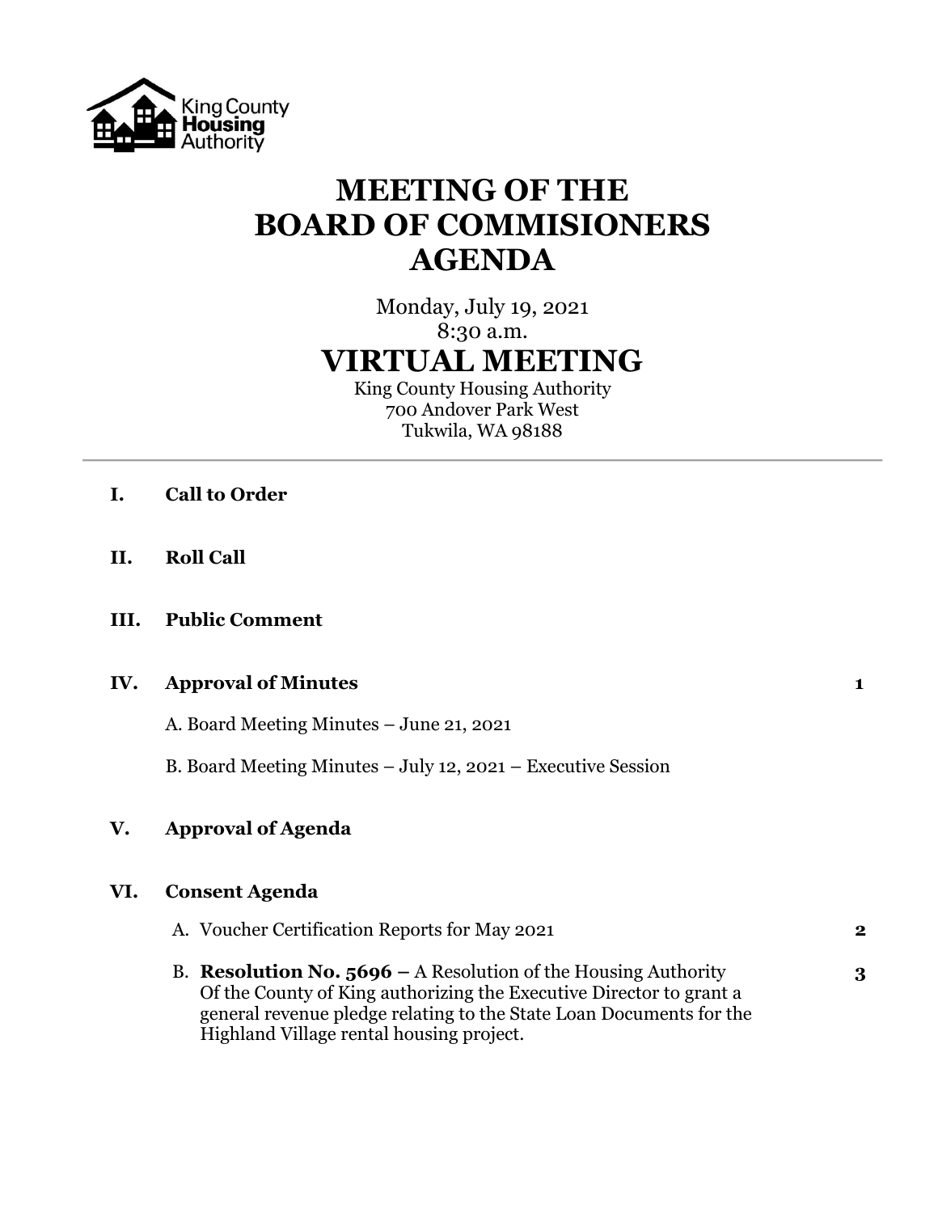King County Housing Authority

# MEETING OF THE BOARD OF COMMISIONERS AGENDA

Monday, July 19, 2021
8:30 a.m.

## VIRTUAL MEETING

King County Housing Authority
700 Andover Park West
Tukwila, WA 98188

---

**I. Call to Order**

**II. Roll Call**

**III. Public Comment**

**IV. Approval of Minutes** **1**

A. Board Meeting Minutes – June 21, 2021

B. Board Meeting Minutes – July 12, 2021 – Executive Session

**V. Approval of Agenda**

**VI. Consent Agenda**

A. Voucher Certification Reports for May 2021 **2**

B. **Resolution No. 5696 –** A Resolution of the Housing Authority Of the County of King authorizing the Executive Director to grant a general revenue pledge relating to the State Loan Documents for the Highland Village rental housing project. **3**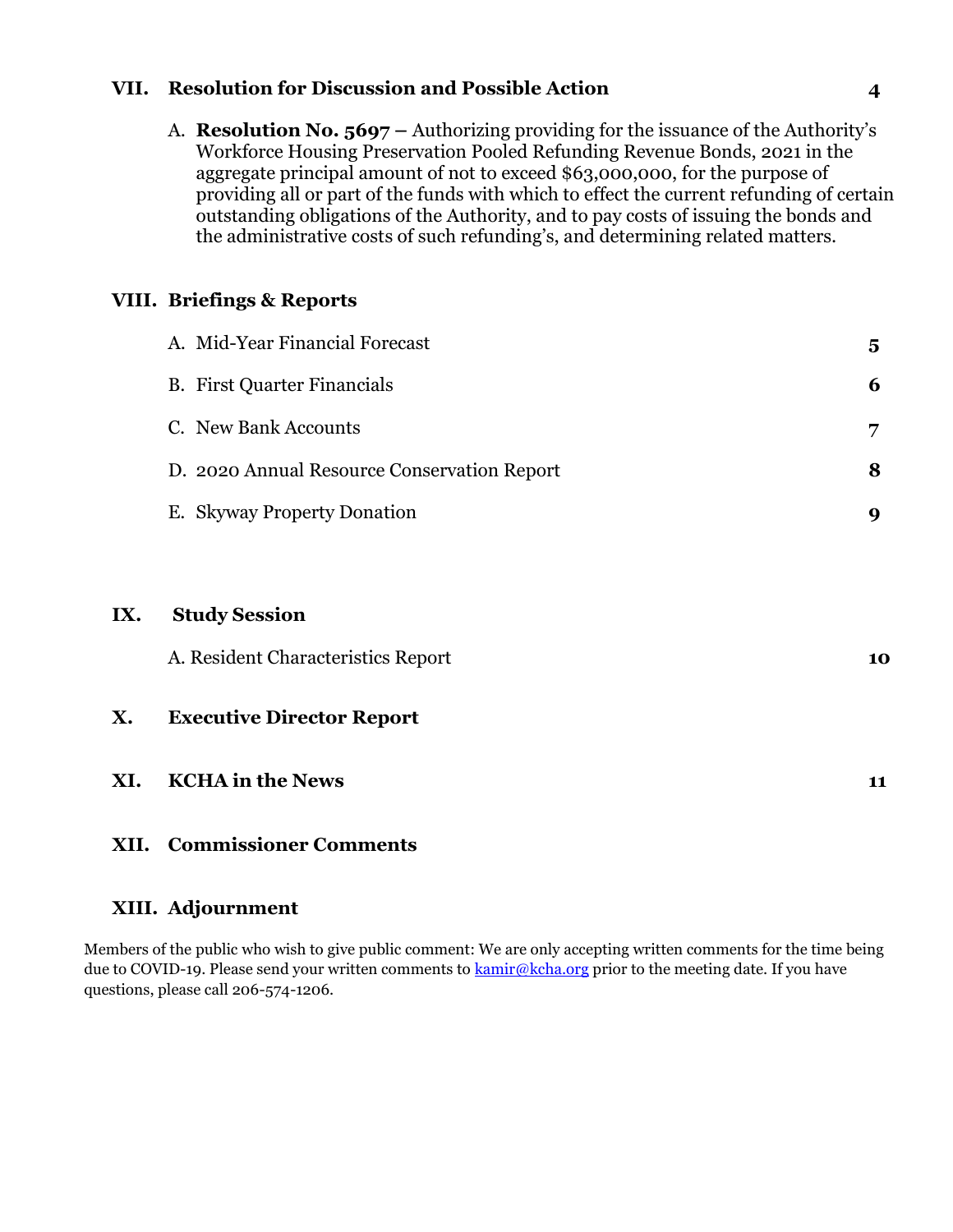## VII. Resolution for Discussion and Possible Action 4

A. **Resolution No. 5697 –** Authorizing providing for the issuance of the Authority's Workforce Housing Preservation Pooled Refunding Revenue Bonds, 2021 in the aggregate principal amount of not to exceed $63,000,000, for the purpose of providing all or part of the funds with which to effect the current refunding of certain outstanding obligations of the Authority, and to pay costs of issuing the bonds and the administrative costs of such refunding's, and determining related matters.

## VIII. Briefings & Reports

A. Mid-Year Financial Forecast **5**

B. First Quarter Financials **6**

C. New Bank Accounts **7**

D. 2020 Annual Resource Conservation Report **8**

E. Skyway Property Donation **9**

## IX. Study Session

A. Resident Characteristics Report **10**

## X. Executive Director Report

## XI. KCHA in the News 11

## XII. Commissioner Comments

## XIII. Adjournment

Members of the public who wish to give public comment: We are only accepting written comments for the time being due to COVID-19. Please send your written comments to kamir@kcha.org prior to the meeting date. If you have questions, please call 206-574-1206.